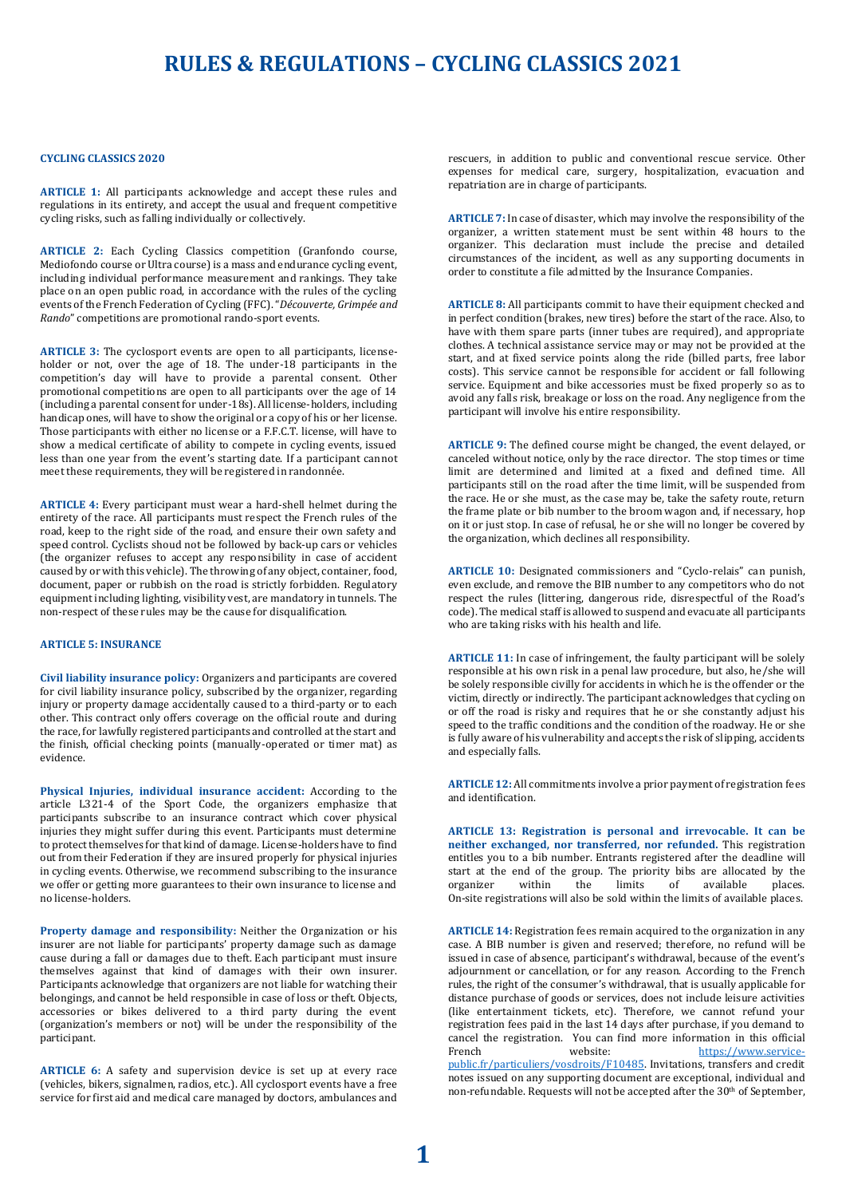# RULES & REGULATIONS – CYCLING CLASSICS 2021

**CYCLING CLASSICS 2020**

**ARTICLE 1:** All participants acknowledge and accept these rules and regulations in its entirety, and accept the usual and frequent competitive cycling risks, such as falling individually or collectively.

**ARTICLE 2:** Each Cycling Classics competition (Granfondo course, Mediofondo course or Ultra course) is a mass and endurance cycling event, including individual performance measurement and rankings. They take place on an open public road, in accordance with the rules of the cycling events of the French Federation of Cycling (FFC). "*Découverte, Grimpée and Rando*" competitions are promotional rando-sport events.

**ARTICLE 3:** The cyclosport events are open to all participants, license-holder or not, over the age of 18. The under-18 participants in the competition's day will have to provide a parental consent. Other promotional competitions are open to all participants over the age of 14 (including a parental consent for under-18s). All license-holders, including handicap ones, will have to show the original or a copy of his or her license. Those participants with either no license or a F.F.C.T. license, will have to show a medical certificate of ability to compete in cycling events, issued less than one year from the event's starting date. If a participant cannot meet these requirements, they will be registered in randonnée.

**ARTICLE 4:** Every participant must wear a hard-shell helmet during the entirety of the race. All participants must respect the French rules of the road, keep to the right side of the road, and ensure their own safety and speed control. Cyclists shoud not be followed by back-up cars or vehicles (the organizer refuses to accept any responsibility in case of accident caused by or with this vehicle). The throwing of any object, container, food, document, paper or rubbish on the road is strictly forbidden. Regulatory equipment including lighting, visibility vest, are mandatory in tunnels. The non-respect of these rules may be the cause for disqualification.

**ARTICLE 5: INSURANCE**

**Civil liability insurance policy:** Organizers and participants are covered for civil liability insurance policy, subscribed by the organizer, regarding injury or property damage accidentally caused to a third-party or to each other. This contract only offers coverage on the official route and during the race, for lawfully registered participants and controlled at the start and the finish, official checking points (manually-operated or timer mat) as evidence.

**Physical Injuries, individual insurance accident:** According to the article L321-4 of the Sport Code, the organizers emphasize that participants subscribe to an insurance contract which cover physical injuries they might suffer during this event. Participants must determine to protect themselves for that kind of damage. License-holders have to find out from their Federation if they are insured properly for physical injuries in cycling events. Otherwise, we recommend subscribing to the insurance we offer or getting more guarantees to their own insurance to license and no license-holders.

**Property damage and responsibility:** Neither the Organization or his insurer are not liable for participants' property damage such as damage cause during a fall or damages due to theft. Each participant must insure themselves against that kind of damages with their own insurer. Participants acknowledge that organizers are not liable for watching their belongings, and cannot be held responsible in case of loss or theft. Objects, accessories or bikes delivered to a third party during the event (organization's members or not) will be under the responsibility of the participant.

**ARTICLE 6:** A safety and supervision device is set up at every race (vehicles, bikers, signalmen, radios, etc.). All cyclosport events have a free service for first aid and medical care managed by doctors, ambulances and rescuers, in addition to public and conventional rescue service. Other expenses for medical care, surgery, hospitalization, evacuation and repatriation are in charge of participants.

**ARTICLE 7:** In case of disaster, which may involve the responsibility of the organizer, a written statement must be sent within 48 hours to the organizer. This declaration must include the precise and detailed circumstances of the incident, as well as any supporting documents in order to constitute a file admitted by the Insurance Companies.

**ARTICLE 8:** All participants commit to have their equipment checked and in perfect condition (brakes, new tires) before the start of the race. Also, to have with them spare parts (inner tubes are required), and appropriate clothes. A technical assistance service may or may not be provided at the start, and at fixed service points along the ride (billed parts, free labor costs). This service cannot be responsible for accident or fall following service. Equipment and bike accessories must be fixed properly so as to avoid any falls risk, breakage or loss on the road. Any negligence from the participant will involve his entire responsibility.

**ARTICLE 9:** The defined course might be changed, the event delayed, or canceled without notice, only by the race director. The stop times or time limit are determined and limited at a fixed and defined time. All participants still on the road after the time limit, will be suspended from the race. He or she must, as the case may be, take the safety route, return the frame plate or bib number to the broom wagon and, if necessary, hop on it or just stop. In case of refusal, he or she will no longer be covered by the organization, which declines all responsibility.

**ARTICLE 10:** Designated commissioners and "Cyclo-relais" can punish, even exclude, and remove the BIB number to any competitors who do not respect the rules (littering, dangerous ride, disrespectful of the Road's code). The medical staff is allowed to suspend and evacuate all participants who are taking risks with his health and life.

**ARTICLE 11:** In case of infringement, the faulty participant will be solely responsible at his own risk in a penal law procedure, but also, he/she will be solely responsible civilly for accidents in which he is the offender or the victim, directly or indirectly. The participant acknowledges that cycling on or off the road is risky and requires that he or she constantly adjust his speed to the traffic conditions and the condition of the roadway. He or she is fully aware of his vulnerability and accepts the risk of slipping, accidents and especially falls.

**ARTICLE 12:** All commitments involve a prior payment of registration fees and identification.

**ARTICLE 13: Registration is personal and irrevocable. It can be neither exchanged, nor transferred, nor refunded.** This registration entitles you to a bib number. Entrants registered after the deadline will start at the end of the group. The priority bibs are allocated by the organizer within the limits of available places. On-site registrations will also be sold within the limits of available places.

**ARTICLE 14:** Registration fees remain acquired to the organization in any case. A BIB number is given and reserved; therefore, no refund will be issued in case of absence, participant's withdrawal, because of the event's adjournment or cancellation, or for any reason. According to the French rules, the right of the consumer's withdrawal, that is usually applicable for distance purchase of goods or services, does not include leisure activities (like entertainment tickets, etc). Therefore, we cannot refund your registration fees paid in the last 14 days after purchase, if you demand to cancel the registration. You can find more information in this official French website: https://www.service-public.fr/particuliers/vosdroits/F10485. Invitations, transfers and credit notes issued on any supporting document are exceptional, individual and non-refundable. Requests will not be accepted after the 30th of September,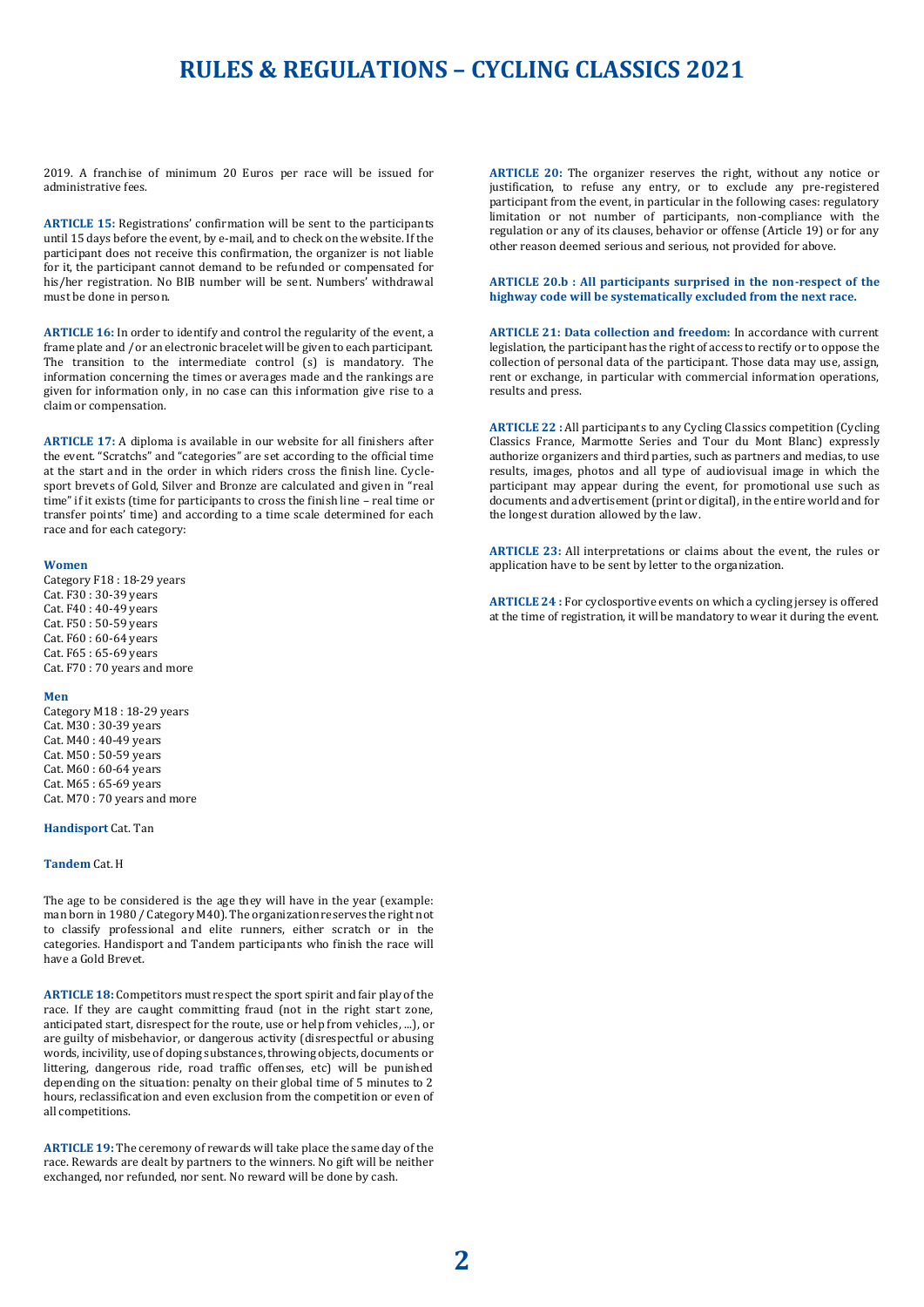# RULES & REGULATIONS – CYCLING CLASSICS 2021

2019. A franchise of minimum 20 Euros per race will be issued for administrative fees.

**ARTICLE 15:** Registrations' confirmation will be sent to the participants until 15 days before the event, by e-mail, and to check on the website. If the participant does not receive this confirmation, the organizer is not liable for it, the participant cannot demand to be refunded or compensated for his/her registration. No BIB number will be sent. Numbers' withdrawal must be done in person.

**ARTICLE 16:** In order to identify and control the regularity of the event, a frame plate and /or an electronic bracelet will be given to each participant. The transition to the intermediate control (s) is mandatory. The information concerning the times or averages made and the rankings are given for information only, in no case can this information give rise to a claim or compensation.

**ARTICLE 17:** A diploma is available in our website for all finishers after the event. "Scratchs" and "categories" are set according to the official time at the start and in the order in which riders cross the finish line. Cyclesport brevets of Gold, Silver and Bronze are calculated and given in "real time" if it exists (time for participants to cross the finish line – real time or transfer points' time) and according to a time scale determined for each race and for each category:

**Women**
Category F18 : 18-29 years
Cat. F30 : 30-39 years
Cat. F40 : 40-49 years
Cat. F50 : 50-59 years
Cat. F60 : 60-64 years
Cat. F65 : 65-69 years
Cat. F70 : 70 years and more

**Men**
Category M18 : 18-29 years
Cat. M30 : 30-39 years
Cat. M40 : 40-49 years
Cat. M50 : 50-59 years
Cat. M60 : 60-64 years
Cat. M65 : 65-69 years
Cat. M70 : 70 years and more

**Handisport** Cat. Tan

**Tandem** Cat. H

The age to be considered is the age they will have in the year (example: man born in 1980 / Category M40). The organization reserves the right not to classify professional and elite runners, either scratch or in the categories. Handisport and Tandem participants who finish the race will have a Gold Brevet.

**ARTICLE 18:** Competitors must respect the sport spirit and fair play of the race. If they are caught committing fraud (not in the right start zone, anticipated start, disrespect for the route, use or help from vehicles, ...), or are guilty of misbehavior, or dangerous activity (disrespectful or abusing words, incivility, use of doping substances, throwing objects, documents or littering, dangerous ride, road traffic offenses, etc) will be punished depending on the situation: penalty on their global time of 5 minutes to 2 hours, reclassification and even exclusion from the competition or even of all competitions.

**ARTICLE 19:** The ceremony of rewards will take place the same day of the race. Rewards are dealt by partners to the winners. No gift will be neither exchanged, nor refunded, nor sent. No reward will be done by cash.

**ARTICLE 20:** The organizer reserves the right, without any notice or justification, to refuse any entry, or to exclude any pre-registered participant from the event, in particular in the following cases: regulatory limitation or not number of participants, non-compliance with the regulation or any of its clauses, behavior or offense (Article 19) or for any other reason deemed serious and serious, not provided for above.

**ARTICLE 20.b : All participants surprised in the non-respect of the highway code will be systematically excluded from the next race.**

**ARTICLE 21: Data collection and freedom:** In accordance with current legislation, the participant has the right of access to rectify or to oppose the collection of personal data of the participant. Those data may use, assign, rent or exchange, in particular with commercial information operations, results and press.

**ARTICLE 22 :** All participants to any Cycling Classics competition (Cycling Classics France, Marmotte Series and Tour du Mont Blanc) expressly authorize organizers and third parties, such as partners and medias, to use results, images, photos and all type of audiovisual image in which the participant may appear during the event, for promotional use such as documents and advertisement (print or digital), in the entire world and for the longest duration allowed by the law.

**ARTICLE 23:** All interpretations or claims about the event, the rules or application have to be sent by letter to the organization.

**ARTICLE 24 :** For cyclosportive events on which a cycling jersey is offered at the time of registration, it will be mandatory to wear it during the event.